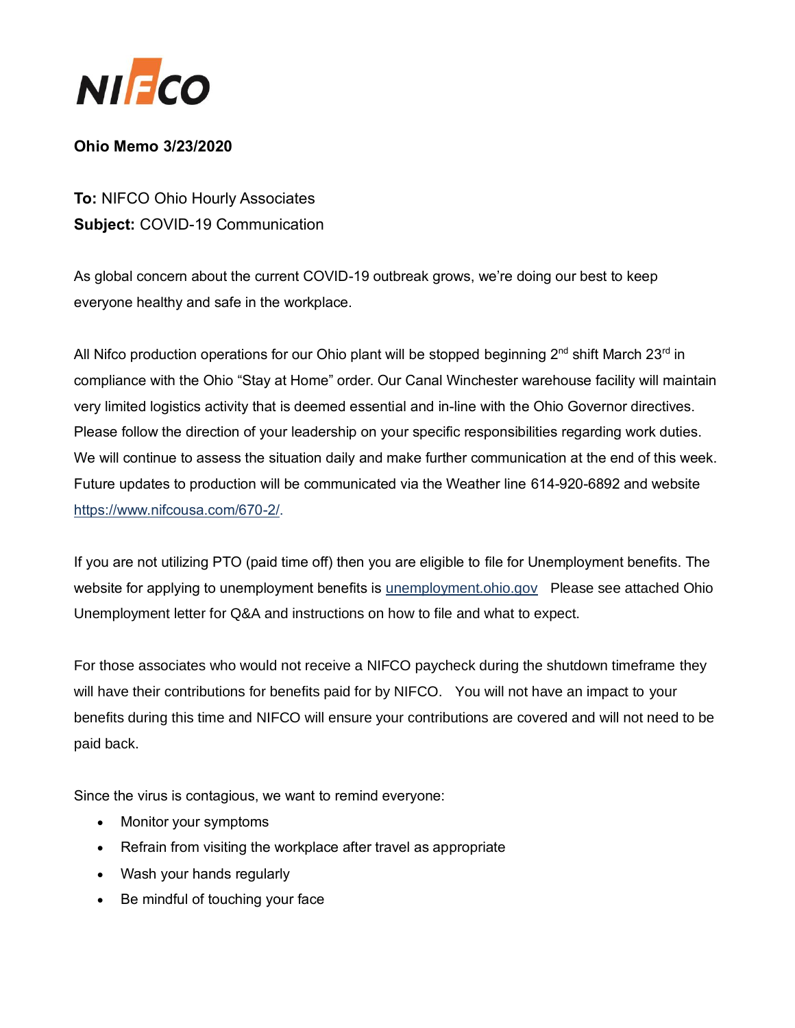NIFCO

**Ohio Memo 3/23/2020**

**To:** NIFCO Ohio Hourly Associates
**Subject:** COVID-19 Communication

As global concern about the current COVID-19 outbreak grows, we're doing our best to keep everyone healthy and safe in the workplace.

All Nifco production operations for our Ohio plant will be stopped beginning 2nd shift March 23rd in compliance with the Ohio "Stay at Home" order. Our Canal Winchester warehouse facility will maintain very limited logistics activity that is deemed essential and in-line with the Ohio Governor directives. Please follow the direction of your leadership on your specific responsibilities regarding work duties. We will continue to assess the situation daily and make further communication at the end of this week. Future updates to production will be communicated via the Weather line 614-920-6892 and website https://www.nifcousa.com/670-2/.

If you are not utilizing PTO (paid time off) then you are eligible to file for Unemployment benefits. The website for applying to unemployment benefits is unemployment.ohio.gov Please see attached Ohio Unemployment letter for Q&A and instructions on how to file and what to expect.

For those associates who would not receive a NIFCO paycheck during the shutdown timeframe they will have their contributions for benefits paid for by NIFCO. You will not have an impact to your benefits during this time and NIFCO will ensure your contributions are covered and will not need to be paid back.

Since the virus is contagious, we want to remind everyone:

- Monitor your symptoms
- Refrain from visiting the workplace after travel as appropriate
- Wash your hands regularly
- Be mindful of touching your face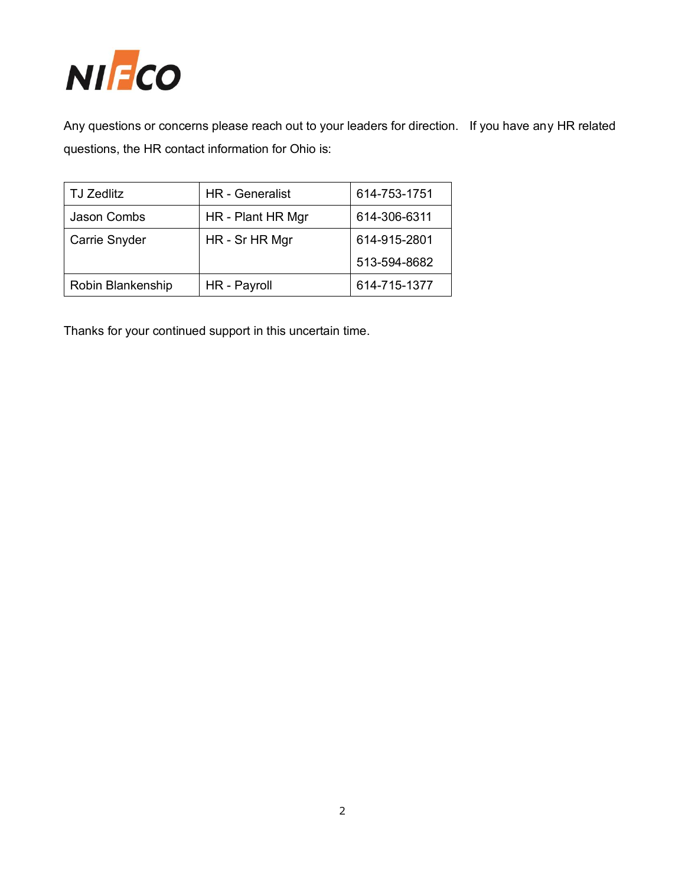NIFCO

Any questions or concerns please reach out to your leaders for direction. If you have any HR related questions, the HR contact information for Ohio is:

| | | |
|---|---|---|
| TJ Zedlitz | HR - Generalist | 614-753-1751 |
| Jason Combs | HR - Plant HR Mgr | 614-306-6311 |
| Carrie Snyder | HR - Sr HR Mgr | 614-915-2801<br>513-594-8682 |
| Robin Blankenship | HR - Payroll | 614-715-1377 |

Thanks for your continued support in this uncertain time.